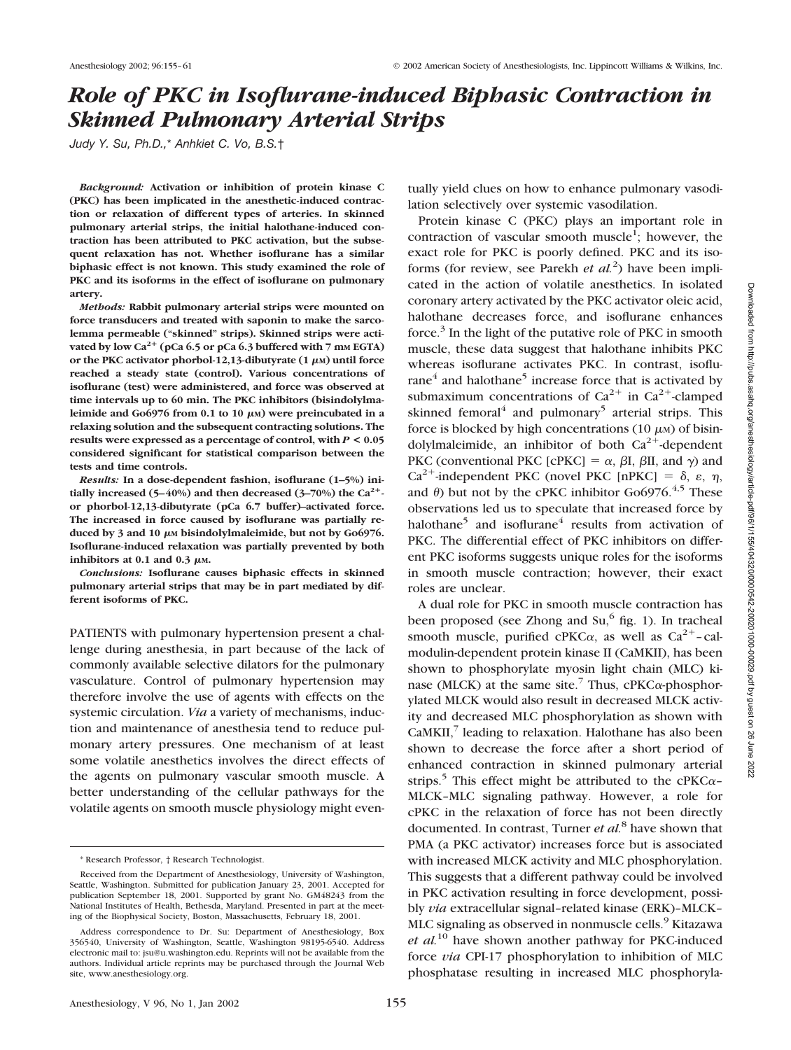# Role of PKC in Isoflurane-induced Biphasic Contraction in Skinned Pulmonary Arterial Strips

*Judy Y. Su, Ph.D.,\* Anhkiet C. Vo, B.S.†*

***Background:*** **Activation or inhibition of protein kinase C (PKC) has been implicated in the anesthetic-induced contraction or relaxation of different types of arteries. In skinned pulmonary arterial strips, the initial halothane-induced contraction has been attributed to PKC activation, but the subsequent relaxation has not. Whether isoflurane has a similar biphasic effect is not known. This study examined the role of PKC and its isoforms in the effect of isoflurane on pulmonary artery.**

***Methods:*** **Rabbit pulmonary arterial strips were mounted on force transducers and treated with saponin to make the sarcolemma permeable ("skinned" strips). Skinned strips were activated by low $Ca^{2+}$ (pCa 6.5 or pCa 6.3 buffered with 7 mM EGTA) or the PKC activator phorbol-12,13-dibutyrate (1 μM) until force reached a steady state (control). Various concentrations of isoflurane (test) were administered, and force was observed at time intervals up to 60 min. The PKC inhibitors (bisindolylmaleimide and Go6976 from 0.1 to 10 μM) were preincubated in a relaxing solution and the subsequent contracting solutions. The results were expressed as a percentage of control, with $P < 0.05$ considered significant for statistical comparison between the tests and time controls.**

***Results:*** **In a dose-dependent fashion, isoflurane (1–5%) initially increased (5–40%) and then decreased (3–70%) the $Ca^{2+}$- or phorbol-12,13-dibutyrate (pCa 6.7 buffer)–activated force. The increased in force caused by isoflurane was partially reduced by 3 and 10 μM bisindolylmaleimide, but not by Go6976. Isoflurane-induced relaxation was partially prevented by both inhibitors at 0.1 and 0.3 μM.**

***Conclusions:*** **Isoflurane causes biphasic effects in skinned pulmonary arterial strips that may be in part mediated by different isoforms of PKC.**

PATIENTS with pulmonary hypertension present a challenge during anesthesia, in part because of the lack of commonly available selective dilators for the pulmonary vasculature. Control of pulmonary hypertension may therefore involve the use of agents with effects on the systemic circulation. *Via* a variety of mechanisms, induction and maintenance of anesthesia tend to reduce pulmonary artery pressures. One mechanism of at least some volatile anesthetics involves the direct effects of the agents on pulmonary vascular smooth muscle. A better understanding of the cellular pathways for the volatile agents on smooth muscle physiology might eventually yield clues on how to enhance pulmonary vasodilation selectively over systemic vasodilation.

Protein kinase C (PKC) plays an important role in contraction of vascular smooth muscle[1]; however, the exact role for PKC is poorly defined. PKC and its isoforms (for review, see Parekh *et al.*[2]) have been implicated in the action of volatile anesthetics. In isolated coronary artery activated by the PKC activator oleic acid, halothane decreases force, and isoflurane enhances force.[3] In the light of the putative role of PKC in smooth muscle, these data suggest that halothane inhibits PKC whereas isoflurane activates PKC. In contrast, isoflurane[4] and halothane[5] increase force that is activated by submaximum concentrations of $Ca^{2+}$ in $Ca^{2+}$-clamped skinned femoral[4] and pulmonary[5] arterial strips. This force is blocked by high concentrations (10 μM) of bisindolylmaleimide, an inhibitor of both $Ca^{2+}$-dependent PKC (conventional PKC [cPKC] = α, βI, βII, and γ) and $Ca^{2+}$-independent PKC (novel PKC [nPKC] = δ, ε, η, and θ) but not by the cPKC inhibitor Go6976.[4,5] These observations led us to speculate that increased force by halothane[5] and isoflurane[4] results from activation of PKC. The differential effect of PKC inhibitors on different PKC isoforms suggests unique roles for the isoforms in smooth muscle contraction; however, their exact roles are unclear.

A dual role for PKC in smooth muscle contraction has been proposed (see Zhong and Su,[6] fig. 1). In tracheal smooth muscle, purified cPKCα, as well as $Ca^{2+}$–calmodulin-dependent protein kinase II (CaMKII), has been shown to phosphorylate myosin light chain (MLC) kinase (MLCK) at the same site.[7] Thus, cPKCα-phosphorylated MLCK would also result in decreased MLCK activity and decreased MLC phosphorylation as shown with CaMKII,[7] leading to relaxation. Halothane has also been shown to decrease the force after a short period of enhanced contraction in skinned pulmonary arterial strips.[5] This effect might be attributed to the cPKCα–MLCK–MLC signaling pathway. However, a role for cPKC in the relaxation of force has not been directly documented. In contrast, Turner *et al.*[8] have shown that PMA (a PKC activator) increases force but is associated with increased MLCK activity and MLC phosphorylation. This suggests that a different pathway could be involved in PKC activation resulting in force development, possibly *via* extracellular signal–related kinase (ERK)–MLCK–MLC signaling as observed in nonmuscle cells.[9] Kitazawa *et al.*[10] have shown another pathway for PKC-induced force *via* CPI-17 phosphorylation to inhibition of MLC phosphatase resulting in increased MLC phosphoryla-

---

\* Research Professor, † Research Technologist.

Received from the Department of Anesthesiology, University of Washington, Seattle, Washington. Submitted for publication January 23, 2001. Accepted for publication September 18, 2001. Supported by grant No. GM48243 from the National Institutes of Health, Bethesda, Maryland. Presented in part at the meeting of the Biophysical Society, Boston, Massachusetts, February 18, 2001.

Address correspondence to Dr. Su: Department of Anesthesiology, Box 356540, University of Washington, Seattle, Washington 98195-6540. Address electronic mail to: jsu@u.washington.edu. Reprints will not be available from the authors. Individual article reprints may be purchased through the Journal Web site, www.anesthesiology.org.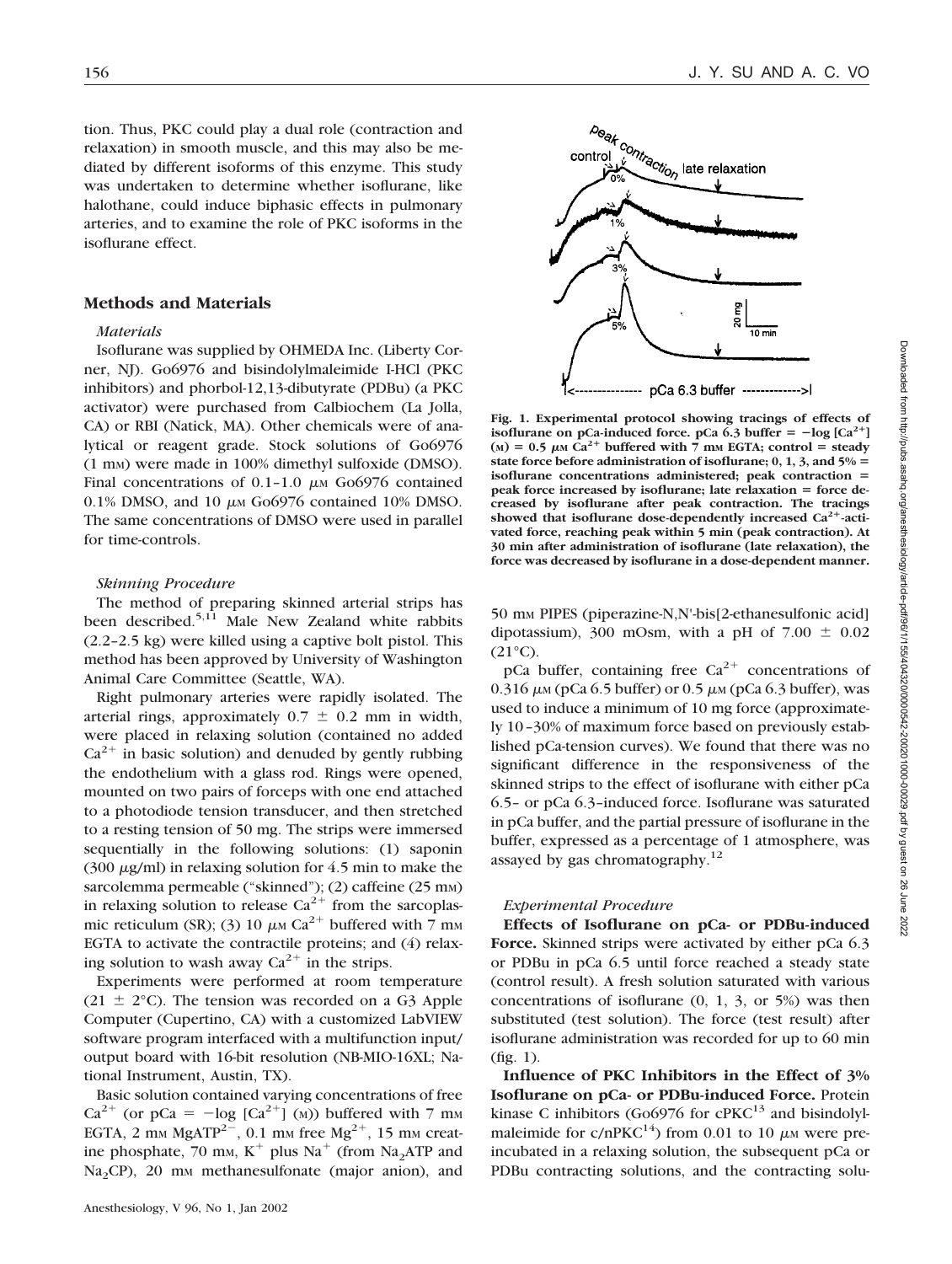tion. Thus, PKC could play a dual role (contraction and relaxation) in smooth muscle, and this may also be mediated by different isoforms of this enzyme. This study was undertaken to determine whether isoflurane, like halothane, could induce biphasic effects in pulmonary arteries, and to examine the role of PKC isoforms in the isoflurane effect.

## Methods and Materials

### *Materials*

Isoflurane was supplied by OHMEDA Inc. (Liberty Corner, NJ). Go6976 and bisindolylmaleimide I-HCl (PKC inhibitors) and phorbol-12,13-dibutyrate (PDBu) (a PKC activator) were purchased from Calbiochem (La Jolla, CA) or RBI (Natick, MA). Other chemicals were of analytical or reagent grade. Stock solutions of Go6976 (1 mM) were made in 100% dimethyl sulfoxide (DMSO). Final concentrations of 0.1–1.0 $\mu$M Go6976 contained 0.1% DMSO, and 10 $\mu$M Go6976 contained 10% DMSO. The same concentrations of DMSO were used in parallel for time-controls.

### *Skinning Procedure*

The method of preparing skinned arterial strips has been described.[5,11] Male New Zealand white rabbits (2.2–2.5 kg) were killed using a captive bolt pistol. This method has been approved by University of Washington Animal Care Committee (Seattle, WA).

Right pulmonary arteries were rapidly isolated. The arterial rings, approximately 0.7 ± 0.2 mm in width, were placed in relaxing solution (contained no added $Ca^{2+}$ in basic solution) and denuded by gently rubbing the endothelium with a glass rod. Rings were opened, mounted on two pairs of forceps with one end attached to a photodiode tension transducer, and then stretched to a resting tension of 50 mg. The strips were immersed sequentially in the following solutions: (1) saponin (300 $\mu$g/ml) in relaxing solution for 4.5 min to make the sarcolemma permeable ("skinned"); (2) caffeine (25 mM) in relaxing solution to release $Ca^{2+}$ from the sarcoplasmic reticulum (SR); (3) 10 $\mu$M $Ca^{2+}$ buffered with 7 mM EGTA to activate the contractile proteins; and (4) relaxing solution to wash away $Ca^{2+}$ in the strips.

Experiments were performed at room temperature (21 ± 2°C). The tension was recorded on a G3 Apple Computer (Cupertino, CA) with a customized LabVIEW software program interfaced with a multifunction input/output board with 16-bit resolution (NB-MIO-16XL; National Instrument, Austin, TX).

Basic solution contained varying concentrations of free $Ca^{2+}$ (or pCa = $-\log [Ca^{2+}]$ (M)) buffered with 7 mM EGTA, 2 mM $MgATP^{2-}$, 0.1 mM free $Mg^{2+}$, 15 mM creatine phosphate, 70 mM, $K^+$ plus $Na^+$ (from $Na_2ATP$ and $Na_2CP$), 20 mM methanesulfonate (major anion), and 50 mM PIPES (piperazine-N,N'-bis[2-ethanesulfonic acid] dipotassium), 300 mOsm, with a pH of 7.00 ± 0.02 (21°C).

**Fig. 1. Experimental protocol showing tracings of effects of isoflurane on pCa-induced force. pCa 6.3 buffer = $-\log [Ca^{2+}]$ (M) = 0.5 $\mu$M $Ca^{2+}$ buffered with 7 mM EGTA; control = steady state force before administration of isoflurane; 0, 1, 3, and 5% = isoflurane concentrations administered; peak contraction = peak force increased by isoflurane; late relaxation = force decreased by isoflurane after peak contraction. The tracings showed that isoflurane dose-dependently increased $Ca^{2+}$-activated force, reaching peak within 5 min (peak contraction). At 30 min after administration of isoflurane (late relaxation), the force was decreased by isoflurane in a dose-dependent manner.**

pCa buffer, containing free $Ca^{2+}$ concentrations of 0.316 $\mu$M (pCa 6.5 buffer) or 0.5 $\mu$M (pCa 6.3 buffer), was used to induce a minimum of 10 mg force (approximately 10–30% of maximum force based on previously established pCa-tension curves). We found that there was no significant difference in the responsiveness of the skinned strips to the effect of isoflurane with either pCa 6.5– or pCa 6.3–induced force. Isoflurane was saturated in pCa buffer, and the partial pressure of isoflurane in the buffer, expressed as a percentage of 1 atmosphere, was assayed by gas chromatography.[12]

### *Experimental Procedure*

**Effects of Isoflurane on pCa- or PDBu-induced Force.** Skinned strips were activated by either pCa 6.3 or PDBu in pCa 6.5 until force reached a steady state (control result). A fresh solution saturated with various concentrations of isoflurane (0, 1, 3, or 5%) was then substituted (test solution). The force (test result) after isoflurane administration was recorded for up to 60 min (fig. 1).

**Influence of PKC Inhibitors in the Effect of 3% Isoflurane on pCa- or PDBu-induced Force.** Protein kinase C inhibitors (Go6976 for cPKC[13] and bisindolylmaleimide for c/nPKC[14]) from 0.01 to 10 $\mu$M were preincubated in a relaxing solution, the subsequent pCa or PDBu contracting solutions, and the contracting solu-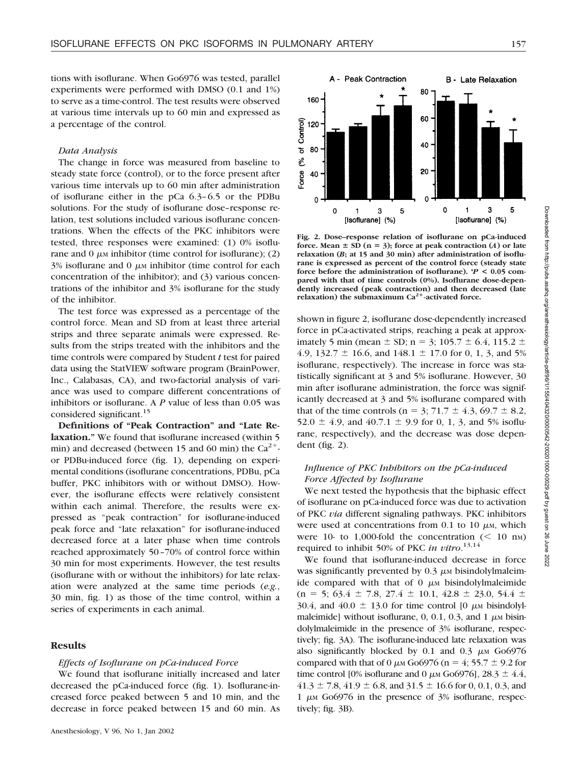tions with isoflurane. When Go6976 was tested, parallel experiments were performed with DMSO (0.1 and 1%) to serve as a time-control. The test results were observed at various time intervals up to 60 min and expressed as a percentage of the control.

### *Data Analysis*

The change in force was measured from baseline to steady state force (control), or to the force present after various time intervals up to 60 min after administration of isoflurane either in the pCa 6.3–6.5 or the PDBu solutions. For the study of isoflurane dose–response relation, test solutions included various isoflurane concentrations. When the effects of the PKC inhibitors were tested, three responses were examined: (1) 0% isoflurane and 0 $\mu$M inhibitor (time control for isoflurane); (2) 3% isoflurane and 0 $\mu$M inhibitor (time control for each concentration of the inhibitor); and (3) various concentrations of the inhibitor and 3% isoflurane for the study of the inhibitor.

The test force was expressed as a percentage of the control force. Mean and SD from at least three arterial strips and three separate animals were expressed. Results from the strips treated with the inhibitors and the time controls were compared by Student *t* test for paired data using the StatVIEW software program (BrainPower, Inc., Calabasas, CA), and two-factorial analysis of variance was used to compare different concentrations of inhibitors or isoflurane. A *P* value of less than 0.05 was considered significant.[15]

**Definitions of "Peak Contraction" and "Late Relaxation."** We found that isoflurane increased (within 5 min) and decreased (between 15 and 60 min) the $Ca^{2+}$- or PDBu-induced force (fig. 1), depending on experimental conditions (isoflurane concentrations, PDBu, pCa buffer, PKC inhibitors with or without DMSO). However, the isoflurane effects were relatively consistent within each animal. Therefore, the results were expressed as "peak contraction" for isoflurane-induced peak force and "late relaxation" for isoflurane-induced decreased force at a later phase when time controls reached approximately 50–70% of control force within 30 min for most experiments. However, the test results (isoflurane with or without the inhibitors) for late relaxation were analyzed at the same time periods (*e.g.*, 30 min, fig. 1) as those of the time control, within a series of experiments in each animal.

## Results

### *Effects of Isoflurane on pCa-induced Force*

We found that isoflurane initially increased and later decreased the pCa-induced force (fig. 1). Isoflurane-increased force peaked between 5 and 10 min, and the decrease in force peaked between 15 and 60 min. As shown in figure 2, isoflurane dose-dependently increased force in pCa-activated strips, reaching a peak at approximately 5 min (mean ± SD; n = 3; 105.7 ± 6.4, 115.2 ± 4.9, 132.7 ± 16.6, and 148.1 ± 17.0 for 0, 1, 3, and 5% isoflurane, respectively). The increase in force was statistically significant at 3 and 5% isoflurane. However, 30 min after isoflurane administration, the force was significantly decreased at 3 and 5% isoflurane compared with that of the time controls (n = 3; 71.7 ± 4.3, 69.7 ± 8.2, 52.0 ± 4.9, and 40.7.1 ± 9.9 for 0, 1, 3, and 5% isoflurane, respectively), and the decrease was dose dependent (fig. 2).

**Fig. 2. Dose–response relation of isoflurane on pCa-induced force. Mean ± SD (n = 3); force at peak contraction (*A*) or late relaxation (*B*; at 15 and 30 min) after administration of isoflurane is expressed as percent of the control force (steady state force before the administration of isoflurane). \**P* < 0.05 compared with that of time controls (0%). Isoflurane dose-dependently increased (peak contraction) and then decreased (late relaxation) the submaximum $Ca^{2+}$-activated force.**

### *Influence of PKC Inhibitors on the pCa-induced Force Affected by Isoflurane*

We next tested the hypothesis that the biphasic effect of isoflurane on pCa-induced force was due to activation of PKC *via* different signaling pathways. PKC inhibitors were used at concentrations from 0.1 to 10 $\mu$M, which were 10- to 1,000-fold the concentration (< 10 nM) required to inhibit 50% of PKC *in vitro*.[13,14]

We found that isoflurane-induced decrease in force was significantly prevented by 0.3 $\mu$M bisindolylmaleimide compared with that of 0 $\mu$M bisindolylmaleimide (n = 5; 63.4 ± 7.8, 27.4 ± 10.1, 42.8 ± 23.0, 54.4 ± 30.4, and 40.0 ± 13.0 for time control [0 $\mu$M bisindolylmaleimide] without isoflurane, 0, 0.1, 0.3, and 1 $\mu$M bisindolylmaleimide in the presence of 3% isoflurane, respectively; fig. 3A). The isoflurane-induced late relaxation was also significantly blocked by 0.1 and 0.3 $\mu$M Go6976 compared with that of 0 $\mu$M Go6976 (n = 4; 55.7 ± 9.2 for time control [0% isoflurane and 0 $\mu$M Go6976], 28.3 ± 4.4, 41.3 ± 7.8, 41.9 ± 6.8, and 31.5 ± 16.6 for 0, 0.1, 0.3, and 1 $\mu$M Go6976 in the presence of 3% isoflurane, respectively; fig. 3B).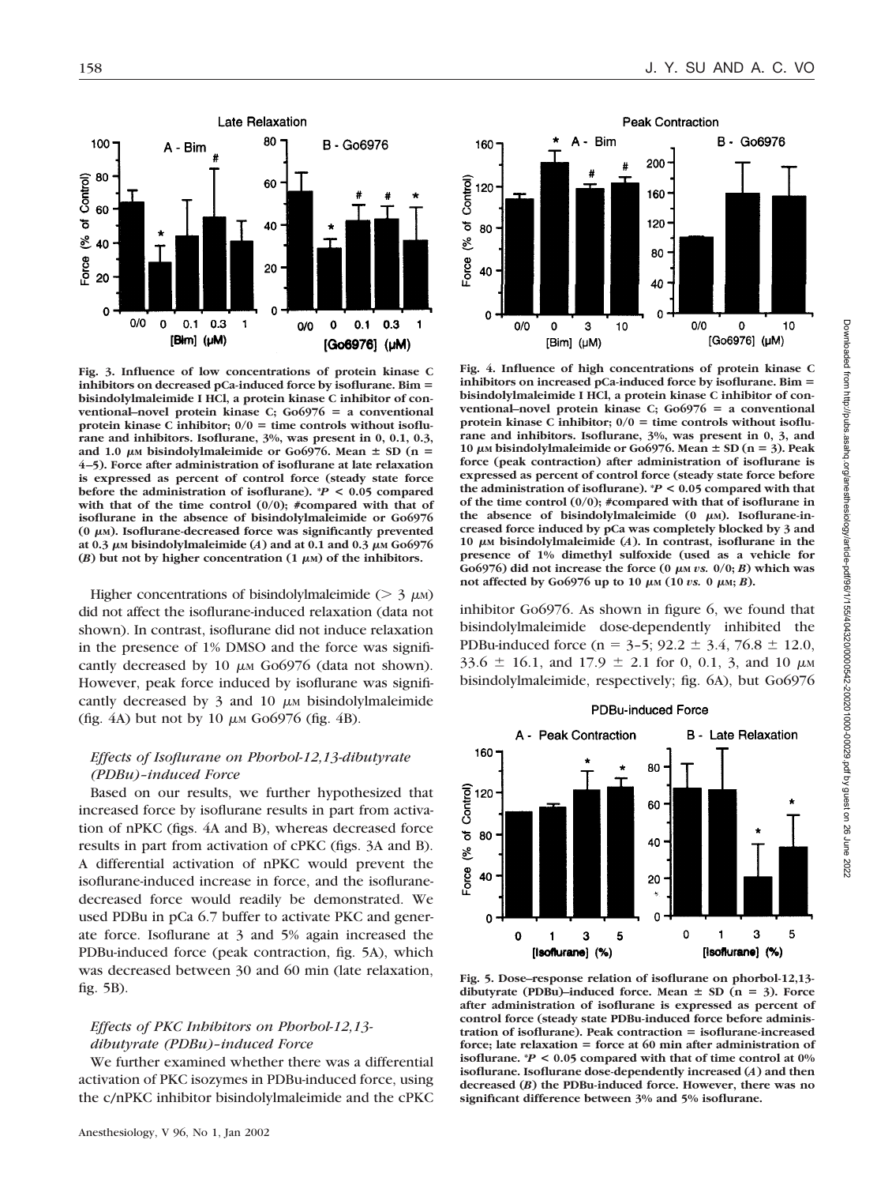**Fig. 3. Influence of low concentrations of protein kinase C inhibitors on decreased pCa-induced force by isoflurane. Bim = bisindolylmaleimide I HCl, a protein kinase C inhibitor of conventional–novel protein kinase C; Go6976 = a conventional protein kinase C inhibitor; 0/0 = time controls without isoflurane and inhibitors. Isoflurane, 3%, was present in 0, 0.1, 0.3, and 1.0 μM bisindolylmaleimide or Go6976. Mean ± SD (n = 4–5). Force after administration of isoflurane at late relaxation is expressed as percent of control force (steady state force before the administration of isoflurane). \*$P < 0.05$ compared with that of the time control (0/0); #compared with that of isoflurane in the absence of bisindolylmaleimide or Go6976 (0 μM). Isoflurane-decreased force was significantly prevented at 0.3 μM bisindolylmaleimide (*A*) and at 0.1 and 0.3 μM Go6976 (*B*) but not by higher concentration (1 μM) of the inhibitors.**

**Fig. 4. Influence of high concentrations of protein kinase C inhibitors on increased pCa-induced force by isoflurane. Bim = bisindolylmaleimide I HCl, a protein kinase C inhibitor of conventional–novel protein kinase C; Go6976 = a conventional protein kinase C inhibitor; 0/0 = time controls without isoflurane and inhibitors. Isoflurane, 3%, was present in 0, 3, and 10 μM bisindolylmaleimide or Go6976. Mean ± SD (n = 3). Peak force (peak contraction) after administration of isoflurane is expressed as percent of control force (steady state force before the administration of isoflurane). \*$P < 0.05$ compared with that of the time control (0/0); #compared with that of isoflurane in the absence of bisindolylmaleimide (0 μM). Isoflurane-increased force induced by pCa was completely blocked by 3 and 10 μM bisindolylmaleimide (*A*). In contrast, isoflurane in the presence of 1% dimethyl sulfoxide (used as a vehicle for Go6976) did not increase the force (0 μM *vs.* 0/0; *B*) which was not affected by Go6976 up to 10 μM (10 *vs.* 0 μM; *B*).**

Higher concentrations of bisindolylmaleimide (> 3 μM) did not affect the isoflurane-induced relaxation (data not shown). In contrast, isoflurane did not induce relaxation in the presence of 1% DMSO and the force was significantly decreased by 10 μM Go6976 (data not shown). However, peak force induced by isoflurane was significantly decreased by 3 and 10 μM bisindolylmaleimide (fig. 4A) but not by 10 μM Go6976 (fig. 4B).

### *Effects of Isoflurane on Phorbol-12,13-dibutyrate (PDBu)–induced Force*

Based on our results, we further hypothesized that increased force by isoflurane results in part from activation of nPKC (figs. 4A and B), whereas decreased force results in part from activation of cPKC (figs. 3A and B). A differential activation of nPKC would prevent the isoflurane-induced increase in force, and the isoflurane-decreased force would readily be demonstrated. We used PDBu in pCa 6.7 buffer to activate PKC and generate force. Isoflurane at 3 and 5% again increased the PDBu-induced force (peak contraction, fig. 5A), which was decreased between 30 and 60 min (late relaxation, fig. 5B).

### *Effects of PKC Inhibitors on Phorbol-12,13-dibutyrate (PDBu)–induced Force*

We further examined whether there was a differential activation of PKC isozymes in PDBu-induced force, using the c/nPKC inhibitor bisindolylmaleimide and the cPKC inhibitor Go6976. As shown in figure 6, we found that bisindolylmaleimide dose-dependently inhibited the PDBu-induced force (n = 3–5; 92.2 ± 3.4, 76.8 ± 12.0, 33.6 ± 16.1, and 17.9 ± 2.1 for 0, 0.1, 3, and 10 μM bisindolylmaleimide, respectively; fig. 6A), but Go6976

**Fig. 5. Dose–response relation of isoflurane on phorbol-12,13-dibutyrate (PDBu)–induced force. Mean ± SD (n = 3). Force after administration of isoflurane is expressed as percent of control force (steady state PDBu-induced force before administration of isoflurane). Peak contraction = isoflurane-increased force; late relaxation = force at 60 min after administration of isoflurane. \*$P < 0.05$ compared with that of time control at 0% isoflurane. Isoflurane dose-dependently increased (*A*) and then decreased (*B*) the PDBu-induced force. However, there was no significant difference between 3% and 5% isoflurane.**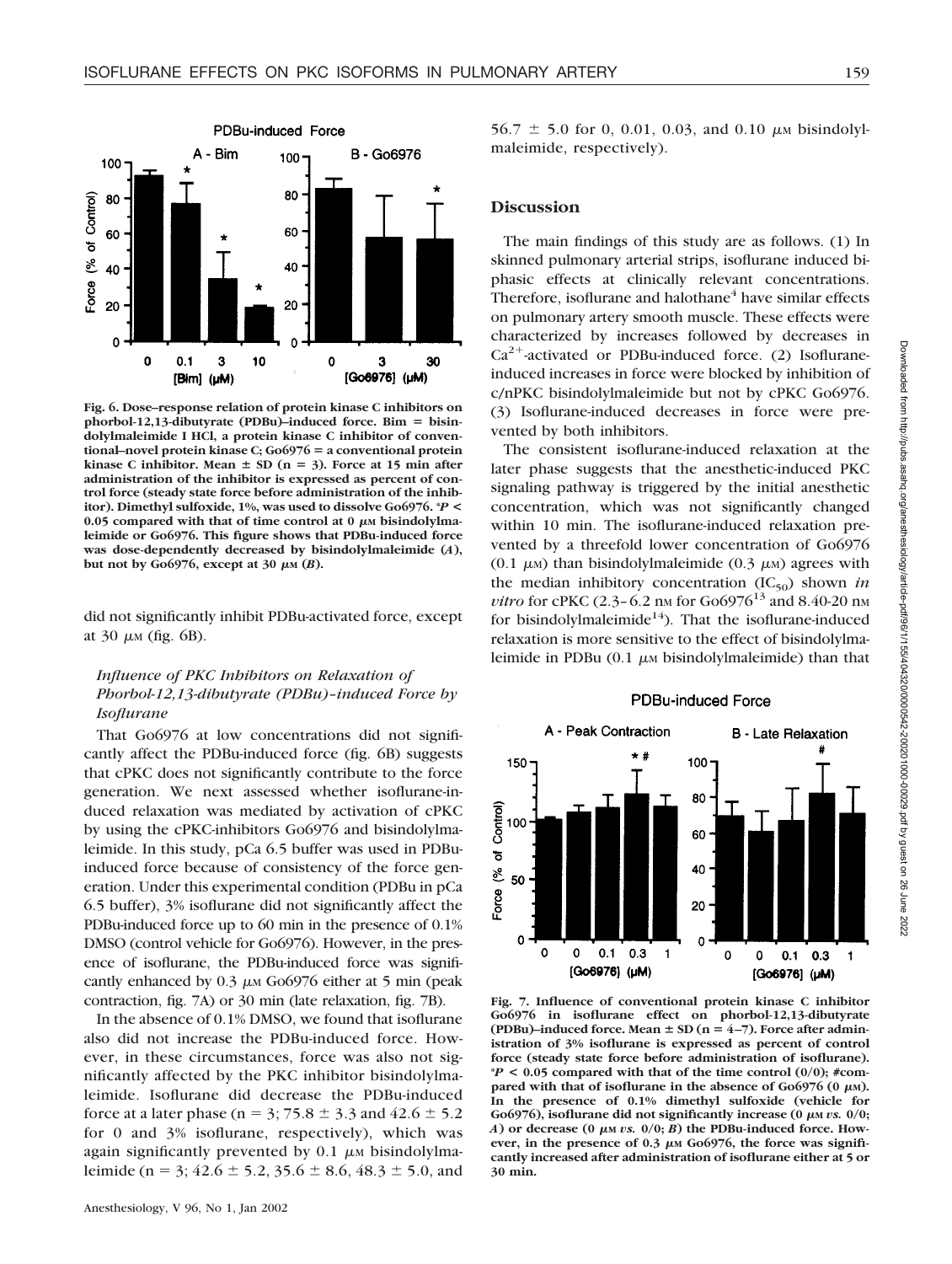Fig. 6. Dose–response relation of protein kinase C inhibitors on phorbol-12,13-dibutyrate (PDBu)–induced force. Bim = bisindolylmaleimide I HCl, a protein kinase C inhibitor of conventional–novel protein kinase C; Go6976 = a conventional protein kinase C inhibitor. Mean ± SD (n = 3). Force at 15 min after administration of the inhibitor is expressed as percent of control force (steady state force before administration of the inhibitor). Dimethyl sulfoxide, 1%, was used to dissolve Go6976. \*$P < 0.05$ compared with that of time control at 0 $\mu$M bisindolylmaleimide or Go6976. This figure shows that PDBu-induced force was dose-dependently decreased by bisindolylmaleimide (*A*), but not by Go6976, except at 30 $\mu$M (*B*).

did not significantly inhibit PDBu-activated force, except at 30 $\mu$M (fig. 6B).

### *Influence of PKC Inhibitors on Relaxation of Phorbol-12,13-dibutyrate (PDBu)–induced Force by Isoflurane*

That Go6976 at low concentrations did not significantly affect the PDBu-induced force (fig. 6B) suggests that cPKC does not significantly contribute to the force generation. We next assessed whether isoflurane-induced relaxation was mediated by activation of cPKC by using the cPKC-inhibitors Go6976 and bisindolylmaleimide. In this study, pCa 6.5 buffer was used in PDBu-induced force because of consistency of the force generation. Under this experimental condition (PDBu in pCa 6.5 buffer), 3% isoflurane did not significantly affect the PDBu-induced force up to 60 min in the presence of 0.1% DMSO (control vehicle for Go6976). However, in the presence of isoflurane, the PDBu-induced force was significantly enhanced by 0.3 $\mu$M Go6976 either at 5 min (peak contraction, fig. 7A) or 30 min (late relaxation, fig. 7B).

In the absence of 0.1% DMSO, we found that isoflurane also did not increase the PDBu-induced force. However, in these circumstances, force was also not significantly affected by the PKC inhibitor bisindolylmaleimide. Isoflurane did decrease the PDBu-induced force at a later phase (n = 3; 75.8 ± 3.3 and 42.6 ± 5.2 for 0 and 3% isoflurane, respectively), which was again significantly prevented by 0.1 $\mu$M bisindolylmaleimide (n = 3; 42.6 ± 5.2, 35.6 ± 8.6, 48.3 ± 5.0, and 56.7 ± 5.0 for 0, 0.01, 0.03, and 0.10 $\mu$M bisindolylmaleimide, respectively).

## Discussion

The main findings of this study are as follows. (1) In skinned pulmonary arterial strips, isoflurane induced biphasic effects at clinically relevant concentrations. Therefore, isoflurane and halothane[4] have similar effects on pulmonary artery smooth muscle. These effects were characterized by increases followed by decreases in $Ca^{2+}$-activated or PDBu-induced force. (2) Isoflurane-induced increases in force were blocked by inhibition of c/nPKC bisindolylmaleimide but not by cPKC Go6976. (3) Isoflurane-induced decreases in force were prevented by both inhibitors.

The consistent isoflurane-induced relaxation at the later phase suggests that the anesthetic-induced PKC signaling pathway is triggered by the initial anesthetic concentration, which was not significantly changed within 10 min. The isoflurane-induced relaxation prevented by a threefold lower concentration of Go6976 (0.1 $\mu$M) than bisindolylmaleimide (0.3 $\mu$M) agrees with the median inhibitory concentration ($IC_{50}$) shown *in vitro* for cPKC (2.3–6.2 nM for Go6976[13] and 8.40-20 nM for bisindolylmaleimide[14]). That the isoflurane-induced relaxation is more sensitive to the effect of bisindolylmaleimide in PDBu (0.1 $\mu$M bisindolylmaleimide) than that

Fig. 7. Influence of conventional protein kinase C inhibitor Go6976 in isoflurane effect on phorbol-12,13-dibutyrate (PDBu)–induced force. Mean ± SD (n = 4–7). Force after administration of 3% isoflurane is expressed as percent of control force (steady state force before administration of isoflurane). \*$P < 0.05$ compared with that of the time control (0/0); #compared with that of isoflurane in the absence of Go6976 (0 $\mu$M). In the presence of 0.1% dimethyl sulfoxide (vehicle for Go6976), isoflurane did not significantly increase (0 $\mu$M *vs.* 0/0; *A*) or decrease (0 $\mu$M *vs.* 0/0; *B*) the PDBu-induced force. However, in the presence of 0.3 $\mu$M Go6976, the force was significantly increased after administration of isoflurane either at 5 or 30 min.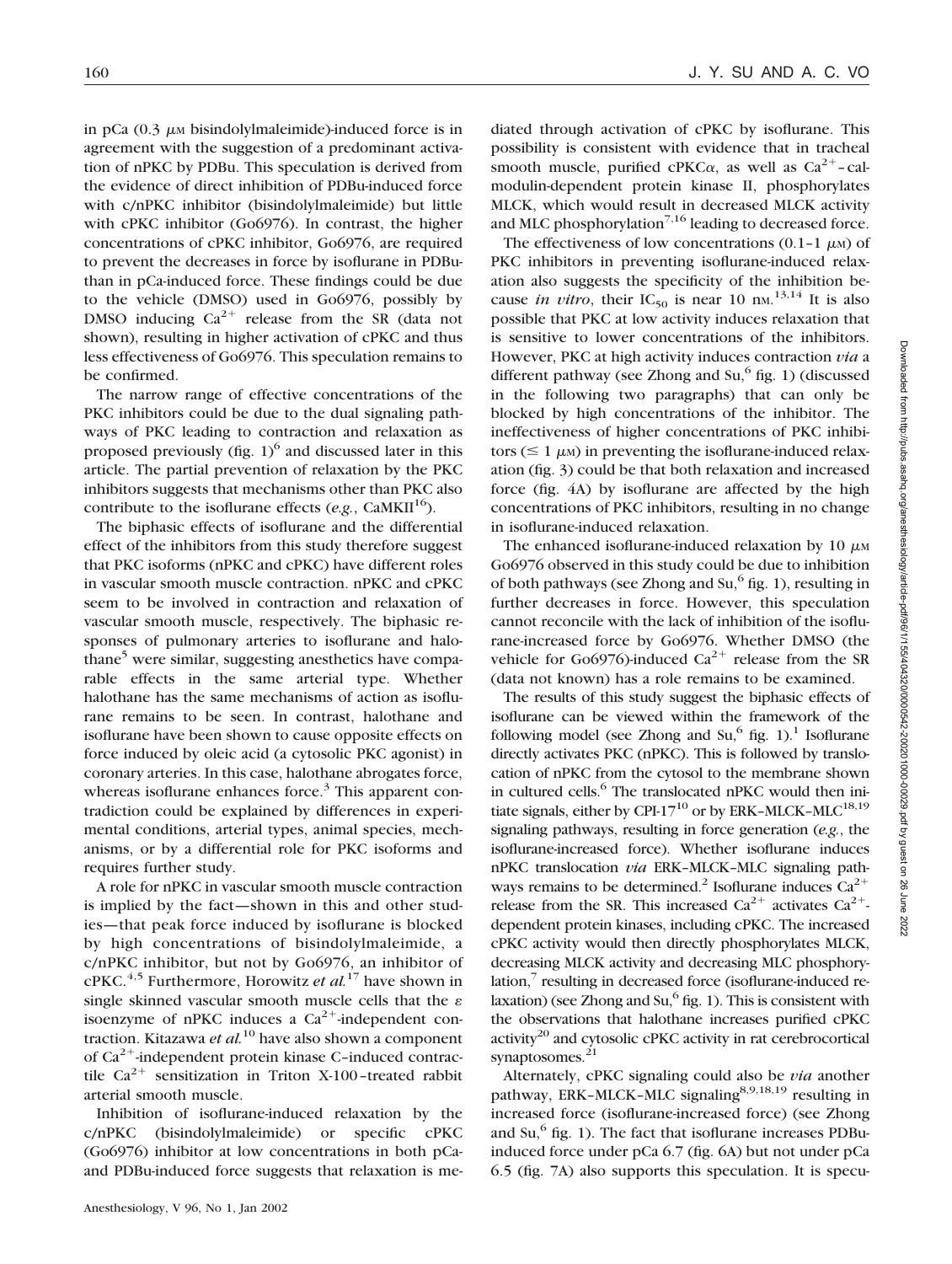in pCa (0.3 μM bisindolylmaleimide)-induced force is in agreement with the suggestion of a predominant activation of nPKC by PDBu. This speculation is derived from the evidence of direct inhibition of PDBu-induced force with c/nPKC inhibitor (bisindolylmaleimide) but little with cPKC inhibitor (Go6976). In contrast, the higher concentrations of cPKC inhibitor, Go6976, are required to prevent the decreases in force by isoflurane in PDBu- than in pCa-induced force. These findings could be due to the vehicle (DMSO) used in Go6976, possibly by DMSO inducing $Ca^{2+}$ release from the SR (data not shown), resulting in higher activation of cPKC and thus less effectiveness of Go6976. This speculation remains to be confirmed.

The narrow range of effective concentrations of the PKC inhibitors could be due to the dual signaling pathways of PKC leading to contraction and relaxation as proposed previously (fig. 1)[6] and discussed later in this article. The partial prevention of relaxation by the PKC inhibitors suggests that mechanisms other than PKC also contribute to the isoflurane effects (*e.g.*, CaMKII[16]).

The biphasic effects of isoflurane and the differential effect of the inhibitors from this study therefore suggest that PKC isoforms (nPKC and cPKC) have different roles in vascular smooth muscle contraction. nPKC and cPKC seem to be involved in contraction and relaxation of vascular smooth muscle, respectively. The biphasic responses of pulmonary arteries to isoflurane and halothane[5] were similar, suggesting anesthetics have comparable effects in the same arterial type. Whether halothane has the same mechanisms of action as isoflurane remains to be seen. In contrast, halothane and isoflurane have been shown to cause opposite effects on force induced by oleic acid (a cytosolic PKC agonist) in coronary arteries. In this case, halothane abrogates force, whereas isoflurane enhances force.[3] This apparent contradiction could be explained by differences in experimental conditions, arterial types, animal species, mechanisms, or by a differential role for PKC isoforms and requires further study.

A role for nPKC in vascular smooth muscle contraction is implied by the fact—shown in this and other studies—that peak force induced by isoflurane is blocked by high concentrations of bisindolylmaleimide, a c/nPKC inhibitor, but not by Go6976, an inhibitor of cPKC.[4,5] Furthermore, Horowitz *et al.*[17] have shown in single skinned vascular smooth muscle cells that the ε isoenzyme of nPKC induces a $Ca^{2+}$-independent contraction. Kitazawa *et al.*[10] have also shown a component of $Ca^{2+}$-independent protein kinase C–induced contractile $Ca^{2+}$ sensitization in Triton X-100–treated rabbit arterial smooth muscle.

Inhibition of isoflurane-induced relaxation by the c/nPKC (bisindolylmaleimide) or specific cPKC (Go6976) inhibitor at low concentrations in both pCa- and PDBu-induced force suggests that relaxation is mediated through activation of cPKC by isoflurane. This possibility is consistent with evidence that in tracheal smooth muscle, purified cPKCα, as well as $Ca^{2+}$–calmodulin-dependent protein kinase II, phosphorylates MLCK, which would result in decreased MLCK activity and MLC phosphorylation[7,16] leading to decreased force.

The effectiveness of low concentrations (0.1–1 μM) of PKC inhibitors in preventing isoflurane-induced relaxation also suggests the specificity of the inhibition because *in vitro*, their $IC_{50}$ is near 10 nM.[13,14] It is also possible that PKC at low activity induces relaxation that is sensitive to lower concentrations of the inhibitors. However, PKC at high activity induces contraction *via* a different pathway (see Zhong and Su,[6] fig. 1) (discussed in the following two paragraphs) that can only be blocked by high concentrations of the inhibitor. The ineffectiveness of higher concentrations of PKC inhibitors (≤ 1 μM) in preventing the isoflurane-induced relaxation (fig. 3) could be that both relaxation and increased force (fig. 4A) by isoflurane are affected by the high concentrations of PKC inhibitors, resulting in no change in isoflurane-induced relaxation.

The enhanced isoflurane-induced relaxation by 10 μM Go6976 observed in this study could be due to inhibition of both pathways (see Zhong and Su,[6] fig. 1), resulting in further decreases in force. However, this speculation cannot reconcile with the lack of inhibition of the isoflurane-increased force by Go6976. Whether DMSO (the vehicle for Go6976)-induced $Ca^{2+}$ release from the SR (data not known) has a role remains to be examined.

The results of this study suggest the biphasic effects of isoflurane can be viewed within the framework of the following model (see Zhong and Su,[6] fig. 1).[1] Isoflurane directly activates PKC (nPKC). This is followed by translocation of nPKC from the cytosol to the membrane shown in cultured cells.[6] The translocated nPKC would then initiate signals, either by CPI-17[10] or by ERK–MLCK–MLC[18,19] signaling pathways, resulting in force generation (*e.g.*, the isoflurane-increased force). Whether isoflurane induces nPKC translocation *via* ERK–MLCK–MLC signaling pathways remains to be determined.[2] Isoflurane induces $Ca^{2+}$ release from the SR. This increased $Ca^{2+}$ activates $Ca^{2+}$-dependent protein kinases, including cPKC. The increased cPKC activity would then directly phosphorylates MLCK, decreasing MLCK activity and decreasing MLC phosphorylation,[7] resulting in decreased force (isoflurane-induced relaxation) (see Zhong and Su,[6] fig. 1). This is consistent with the observations that halothane increases purified cPKC activity[20] and cytosolic cPKC activity in rat cerebrocortical synaptosomes.[21]

Alternately, cPKC signaling could also be *via* another pathway, ERK–MLCK–MLC signaling[8,9,18,19] resulting in increased force (isoflurane-increased force) (see Zhong and Su,[6] fig. 1). The fact that isoflurane increases PDBu-induced force under pCa 6.7 (fig. 6A) but not under pCa 6.5 (fig. 7A) also supports this speculation. It is specu-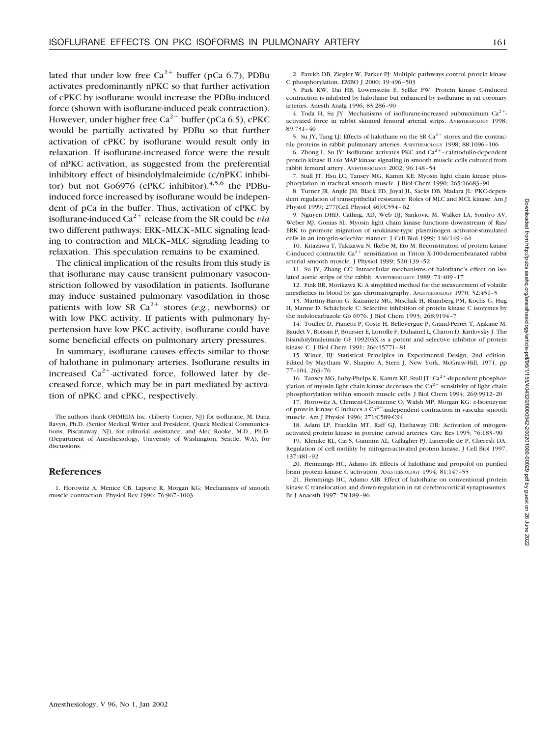lated that under low free $Ca^{2+}$ buffer (pCa 6.7), PDBu activates predominantly nPKC so that further activation of cPKC by isoflurane would increase the PDBu-induced force (shown with isoflurane-induced peak contraction). However, under higher free $Ca^{2+}$ buffer (pCa 6.5), cPKC would be partially activated by PDBu so that further activation of cPKC by isoflurane would result only in relaxation. If isoflurane-increased force were the result of nPKC activation, as suggested from the preferential inhibitory effect of bisindolylmaleimide (c/nPKC inhibitor) but not Go6976 (cPKC inhibitor),[4,5,6] the PDBu-induced force increased by isoflurane would be independent of pCa in the buffer. Thus, activation of cPKC by isoflurane-induced $Ca^{2+}$ release from the SR could be *via* two different pathways: ERK–MLCK–MLC signaling leading to contraction and MLCK–MLC signaling leading to relaxation. This speculation remains to be examined.

The clinical implication of the results from this study is that isoflurane may cause transient pulmonary vasoconstriction followed by vasodilation in patients. Isoflurane may induce sustained pulmonary vasodilation in those patients with low SR $Ca^{2+}$ stores (*e.g.*, newborns) or with low PKC activity. If patients with pulmonary hypertension have low PKC activity, isoflurane could have some beneficial effects on pulmonary artery pressures.

In summary, isoflurane causes effects similar to those of halothane in pulmonary arteries. Isoflurane results in increased $Ca^{2+}$-activated force, followed later by decreased force, which may be in part mediated by activation of nPKC and cPKC, respectively.

The authors thank OHMEDA Inc. (Liberty Corner, NJ) for isoflurane, M. Dana Ravyn, Ph.D. (Senior Medical Writer and President, Quark Medical Communications, Piscataway, NJ), for editorial assistance, and Alec Rooke, M.D., Ph.D. (Department of Anesthesiology, University of Washington, Seattle, WA), for discussions.

## References

1. Horowitz A, Menice CB, Laporte R, Morgan KG: Mechanisms of smooth muscle contraction. Physiol Rev 1996; 76:967–1003

2. Parekh DB, Ziegler W, Parker PJ: Multiple pathways control protein kinase C phosphorylation. EMBO J 2000; 19:496–503

3. Park KW, Dai HB, Lowenstein E, Sellke FW: Protein kinase C-induced contraction is inhibited by halothane but enhanced by isoflurane in rat coronary arteries. Anesth Analg 1996; 83:286–90

4. Toda H, Su JY: Mechanisms of isoflurane-increased submaximum $Ca^{2+}$-activated force in rabbit skinned femoral arterial strips. Anesthesiology 1998; 89:731–40

5. Su JY, Tang LJ: Effects of halothane on the SR $Ca^{2+}$ stores and the contractile proteins in rabbit pulmonary arteries. Anesthesiology 1998; 88:1096–106

6. Zhong L, Su JY: Isoflurane activates PKC and $Ca^{2+}$–calmodulin-dependent protein kinase II *via* MAP kinase signaling in smooth muscle cells cultured from rabbit femoral artery. Anesthesiology 2002; 96:148–54

7. Stull JT, Hsu LC, Tansey MG, Kamm KE: Myosin light chain kinase phosphorylation in tracheal smooth muscle. J Biol Chem 1990; 265:16683–90

8. Turner JR, Angle JM, Black ED, Joyal JL, Sacks DB, Madara JL: PKC-dependent regulation of transepithelial resistance: Roles of MLC and MCL kinase. Am J Physiol 1999; 277(Cell Physiol 46):C554–62

9. Nguyen DHD, Catling, AD, Web DJ, Sankovic M, Walker LA, Somlyo AV, Weber MJ, Gonias SL: Myosin light chain kinase functions downstream of Ras/ERK to promote migration of urokinase-type plasminogen activator-stimulated cells in an integrin-selective manner. J Cell Biol 1999; 146:149–64

10. Kitazawa T, Takizawa N, Ikebe M, Eto M: Reconstitution of protein kinase C-induced contractile $Ca^{2+}$ sensitization in Triton X-100-demembranated rabbit arterial smooth muscle. J Physiol 1999; 520:139–52

11. Su JY, Zhang CC: Intracellular mechanisms of halothane's effect on isolated aortic strips of the rabbit. Anesthesiology 1989; 71:409–17

12. Fink BR, Morikawa K: A simplified method for the measurement of volatile anesthetics in blood by gas chromatography. Anesthesiology 1970; 32:451–5

13. Martiny-Baron G, Kazanietz MG, Mischak H, Blumberg PM, Kochs G, Hug H, Marme D, Schächtele C: Selective inhibition of protein kinase C isozymes by the indolocarbazole Gö 6976. J Biol Chem 1993; 268:9194–7

14. Toullec D, Pianetti P, Coste H, Bellevergue P, Grand-Perret T, Ajakane M, Baudet V, Boissin P, Boursier E, Loriolle F, Duhamel L, Charon D, Kirilovsky J: The bisindolylmaleimide GF 109203X is a potent and selective inhibitor of protein kinase C. J Biol Chem 1991; 266:15771–81

15. Winer, BJ: Statistical Principles in Experimental Design, 2nd edition. Edited by Maytham W, Shapiro A, Stern J. New York, McGraw-Hill, 1971, pp 77–104, 263–76

16. Tansey MG, Luby-Phelps K, Kamm KE, Stull JT: $Ca^{2+}$-dependent phosphorylation of myosin light chain kinase decreases the $Ca^{2+}$ sensitivity of light chain phosphorylation within smooth muscle cells. J Biol Chem 1994; 269:9912–20

17. Horowitz A, Clement-Chomienne O, Walsh MP, Morgan KG: ε-Isoenzyme of protein kinase C induces a $Ca^{2+}$-independent contraction in vascular smooth muscle. Am J Physiol 1996; 271:C589-C94

18. Adam LP, Franklin MT, Raff GJ, Hathaway DR: Activation of mitogen-activated protein kinase in porcine carotid arteries. Circ Res 1995; 76:183–90

19. Klemke RL, Cai S, Giannini AL, Gallagher PJ, Lanerolle de P, Cheresh DA: Regulation of cell motility by mitogen-activated protein kinase. J Cell Biol 1997; 137:481–92

20. Hemmings HC, Adamo IB: Effects of halothane and propofol on purified brain protein kinase C activation. Anesthesiology 1994; 81:147–55

21. Hemmings HC, Adamo AIB: Effect of halothane on conventional protein kinase C translocation and down-regulation in rat cerebrocortical synaptosomes. Br J Anaesth 1997; 78:189–96